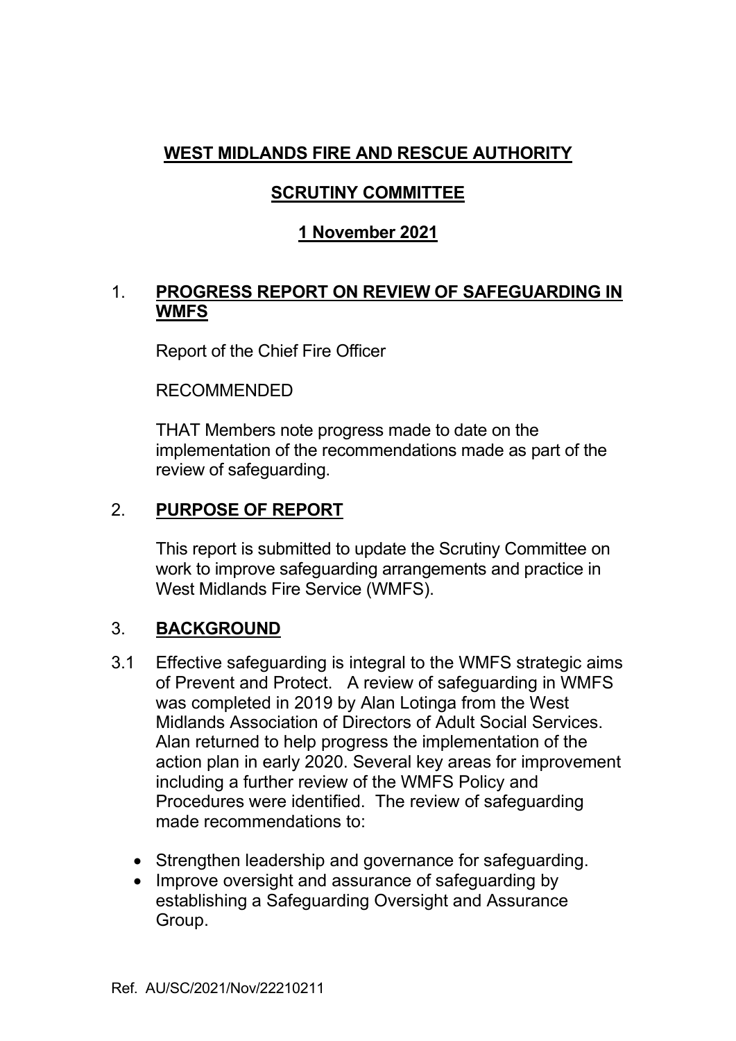# WEST MIDLANDS FIRE AND RESCUE AUTHORITY

## SCRUTINY COMMITTEE

## 1 November 2021

## 1. PROGRESS REPORT ON REVIEW OF SAFEGUARDING IN WMFS

Report of the Chief Fire Officer

RECOMMENDED

THAT Members note progress made to date on the implementation of the recommendations made as part of the review of safeguarding.

## 2. PURPOSE OF REPORT

This report is submitted to update the Scrutiny Committee on work to improve safeguarding arrangements and practice in West Midlands Fire Service (WMFS).

## 3. BACKGROUND

3.1 Effective safeguarding is integral to the WMFS strategic aims of Prevent and Protect. A review of safeguarding in WMFS was completed in 2019 by Alan Lotinga from the West Midlands Association of Directors of Adult Social Services. Alan returned to help progress the implementation of the action plan in early 2020. Several key areas for improvement including a further review of the WMFS Policy and Procedures were identified. The review of safeguarding made recommendations to:

- Strengthen leadership and governance for safeguarding.
- Improve oversight and assurance of safeguarding by establishing a Safeguarding Oversight and Assurance Group.

Ref. AU/SC/2021/Nov/22210211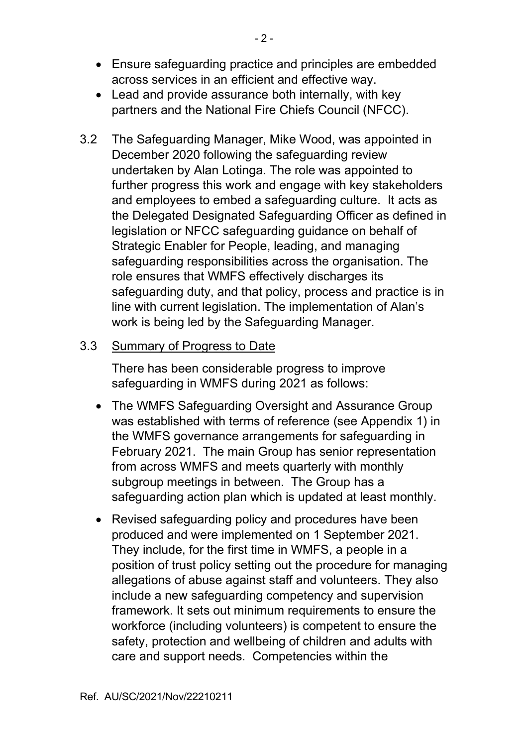- Ensure safeguarding practice and principles are embedded across services in an efficient and effective way.
- Lead and provide assurance both internally, with key partners and the National Fire Chiefs Council (NFCC).

3.2 The Safeguarding Manager, Mike Wood, was appointed in December 2020 following the safeguarding review undertaken by Alan Lotinga. The role was appointed to further progress this work and engage with key stakeholders and employees to embed a safeguarding culture. It acts as the Delegated Designated Safeguarding Officer as defined in legislation or NFCC safeguarding guidance on behalf of Strategic Enabler for People, leading, and managing safeguarding responsibilities across the organisation. The role ensures that WMFS effectively discharges its safeguarding duty, and that policy, process and practice is in line with current legislation. The implementation of Alan's work is being led by the Safeguarding Manager.

3.3 <u>Summary of Progress to Date</u>

There has been considerable progress to improve safeguarding in WMFS during 2021 as follows:

- The WMFS Safeguarding Oversight and Assurance Group was established with terms of reference (see Appendix 1) in the WMFS governance arrangements for safeguarding in February 2021. The main Group has senior representation from across WMFS and meets quarterly with monthly subgroup meetings in between. The Group has a safeguarding action plan which is updated at least monthly.
- Revised safeguarding policy and procedures have been produced and were implemented on 1 September 2021. They include, for the first time in WMFS, a people in a position of trust policy setting out the procedure for managing allegations of abuse against staff and volunteers. They also include a new safeguarding competency and supervision framework. It sets out minimum requirements to ensure the workforce (including volunteers) is competent to ensure the safety, protection and wellbeing of children and adults with care and support needs. Competencies within the

Ref. AU/SC/2021/Nov/22210211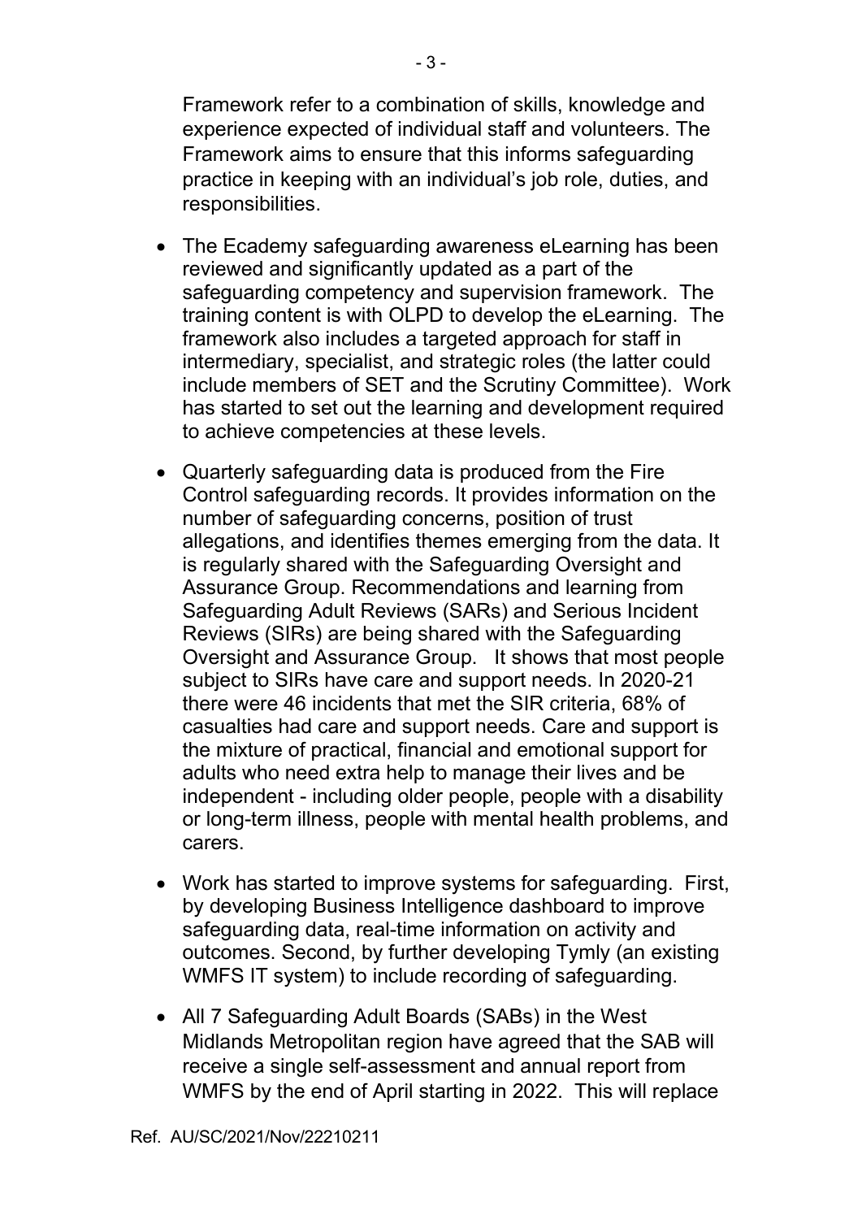Framework refer to a combination of skills, knowledge and experience expected of individual staff and volunteers. The Framework aims to ensure that this informs safeguarding practice in keeping with an individual's job role, duties, and responsibilities.

- The Ecademy safeguarding awareness eLearning has been reviewed and significantly updated as a part of the safeguarding competency and supervision framework. The training content is with OLPD to develop the eLearning. The framework also includes a targeted approach for staff in intermediary, specialist, and strategic roles (the latter could include members of SET and the Scrutiny Committee). Work has started to set out the learning and development required to achieve competencies at these levels.

- Quarterly safeguarding data is produced from the Fire Control safeguarding records. It provides information on the number of safeguarding concerns, position of trust allegations, and identifies themes emerging from the data. It is regularly shared with the Safeguarding Oversight and Assurance Group. Recommendations and learning from Safeguarding Adult Reviews (SARs) and Serious Incident Reviews (SIRs) are being shared with the Safeguarding Oversight and Assurance Group. It shows that most people subject to SIRs have care and support needs. In 2020-21 there were 46 incidents that met the SIR criteria, 68% of casualties had care and support needs. Care and support is the mixture of practical, financial and emotional support for adults who need extra help to manage their lives and be independent - including older people, people with a disability or long-term illness, people with mental health problems, and carers.

- Work has started to improve systems for safeguarding. First, by developing Business Intelligence dashboard to improve safeguarding data, real-time information on activity and outcomes. Second, by further developing Tymly (an existing WMFS IT system) to include recording of safeguarding.

- All 7 Safeguarding Adult Boards (SABs) in the West Midlands Metropolitan region have agreed that the SAB will receive a single self-assessment and annual report from WMFS by the end of April starting in 2022. This will replace

Ref. AU/SC/2021/Nov/22210211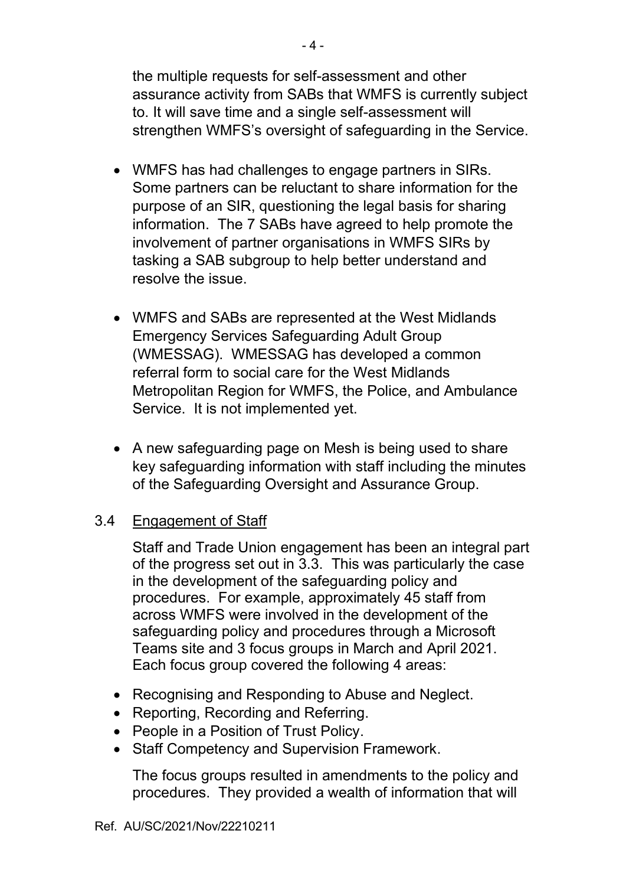the multiple requests for self-assessment and other assurance activity from SABs that WMFS is currently subject to. It will save time and a single self-assessment will strengthen WMFS's oversight of safeguarding in the Service.

- WMFS has had challenges to engage partners in SIRs. Some partners can be reluctant to share information for the purpose of an SIR, questioning the legal basis for sharing information. The 7 SABs have agreed to help promote the involvement of partner organisations in WMFS SIRs by tasking a SAB subgroup to help better understand and resolve the issue.

- WMFS and SABs are represented at the West Midlands Emergency Services Safeguarding Adult Group (WMESSAG). WMESSAG has developed a common referral form to social care for the West Midlands Metropolitan Region for WMFS, the Police, and Ambulance Service. It is not implemented yet.

- A new safeguarding page on Mesh is being used to share key safeguarding information with staff including the minutes of the Safeguarding Oversight and Assurance Group.

3.4 Engagement of Staff

Staff and Trade Union engagement has been an integral part of the progress set out in 3.3. This was particularly the case in the development of the safeguarding policy and procedures. For example, approximately 45 staff from across WMFS were involved in the development of the safeguarding policy and procedures through a Microsoft Teams site and 3 focus groups in March and April 2021. Each focus group covered the following 4 areas:

- Recognising and Responding to Abuse and Neglect.
- Reporting, Recording and Referring.
- People in a Position of Trust Policy.
- Staff Competency and Supervision Framework.

The focus groups resulted in amendments to the policy and procedures. They provided a wealth of information that will

Ref. AU/SC/2021/Nov/22210211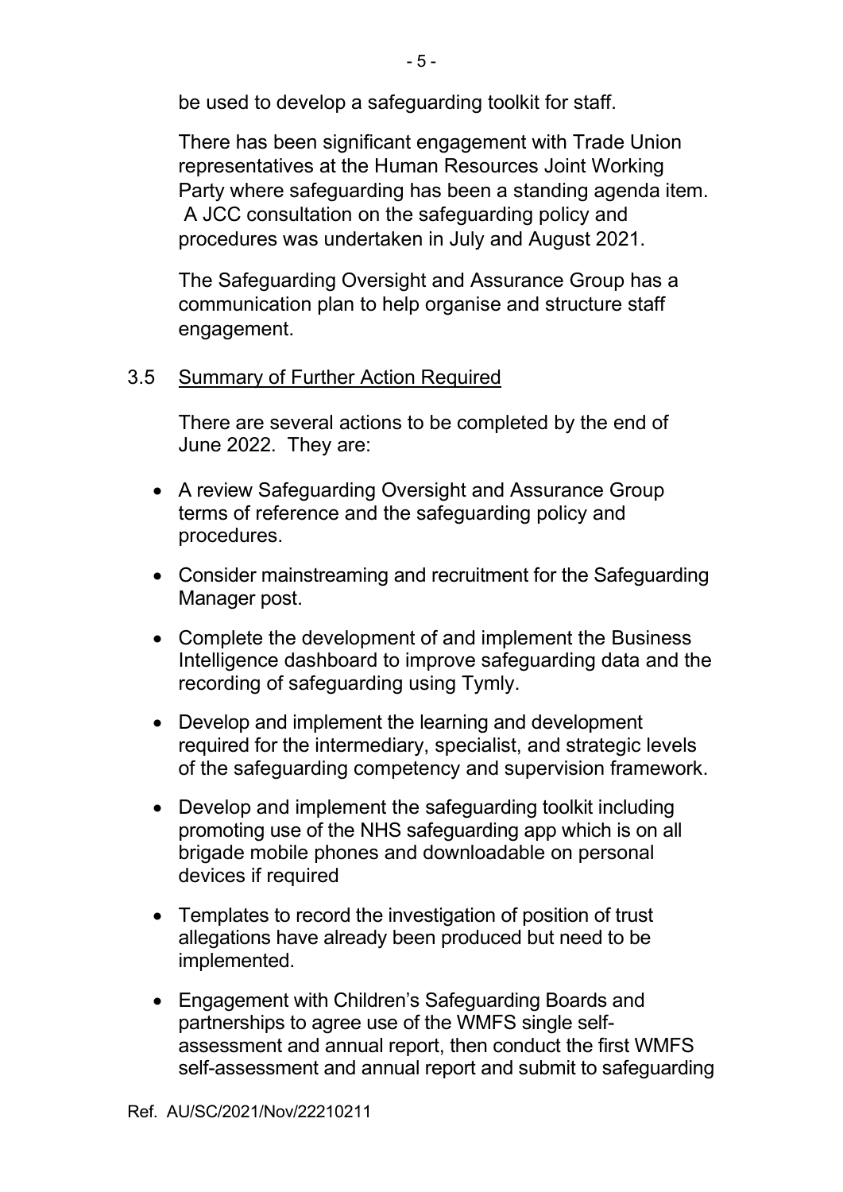be used to develop a safeguarding toolkit for staff.

There has been significant engagement with Trade Union representatives at the Human Resources Joint Working Party where safeguarding has been a standing agenda item. A JCC consultation on the safeguarding policy and procedures was undertaken in July and August 2021.

The Safeguarding Oversight and Assurance Group has a communication plan to help organise and structure staff engagement.

3.5 <u>Summary of Further Action Required</u>

There are several actions to be completed by the end of June 2022. They are:

- A review Safeguarding Oversight and Assurance Group terms of reference and the safeguarding policy and procedures.
- Consider mainstreaming and recruitment for the Safeguarding Manager post.
- Complete the development of and implement the Business Intelligence dashboard to improve safeguarding data and the recording of safeguarding using Tymly.
- Develop and implement the learning and development required for the intermediary, specialist, and strategic levels of the safeguarding competency and supervision framework.
- Develop and implement the safeguarding toolkit including promoting use of the NHS safeguarding app which is on all brigade mobile phones and downloadable on personal devices if required
- Templates to record the investigation of position of trust allegations have already been produced but need to be implemented.
- Engagement with Children's Safeguarding Boards and partnerships to agree use of the WMFS single self-assessment and annual report, then conduct the first WMFS self-assessment and annual report and submit to safeguarding

Ref. AU/SC/2021/Nov/22210211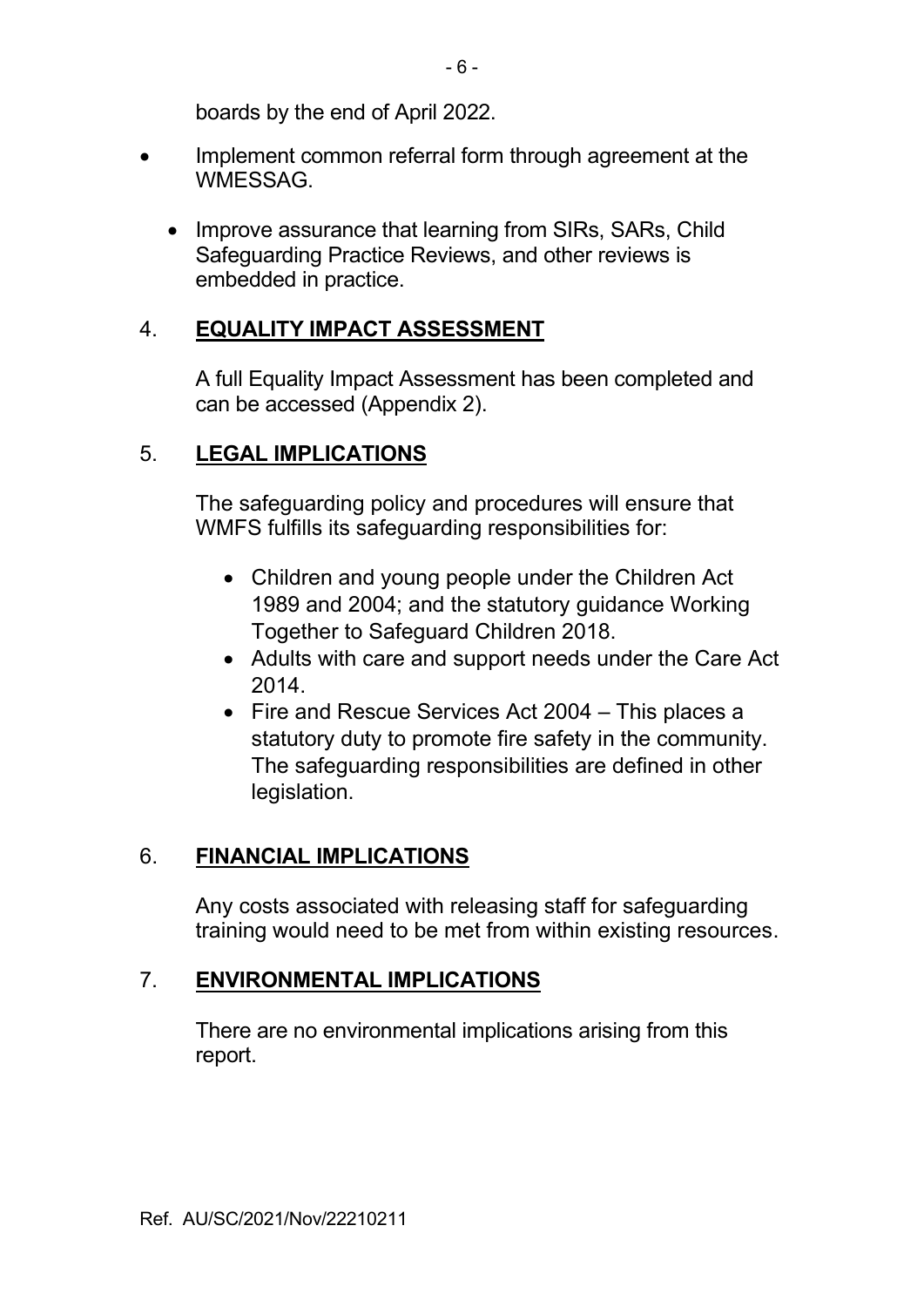boards by the end of April 2022.

- Implement common referral form through agreement at the WMESSAG.
  - Improve assurance that learning from SIRs, SARs, Child Safeguarding Practice Reviews, and other reviews is embedded in practice.

## 4. **EQUALITY IMPACT ASSESSMENT**

A full Equality Impact Assessment has been completed and can be accessed (Appendix 2).

## 5. **LEGAL IMPLICATIONS**

The safeguarding policy and procedures will ensure that WMFS fulfills its safeguarding responsibilities for:

- Children and young people under the Children Act 1989 and 2004; and the statutory guidance Working Together to Safeguard Children 2018.
- Adults with care and support needs under the Care Act 2014.
- Fire and Rescue Services Act 2004 – This places a statutory duty to promote fire safety in the community. The safeguarding responsibilities are defined in other legislation.

## 6. **FINANCIAL IMPLICATIONS**

Any costs associated with releasing staff for safeguarding training would need to be met from within existing resources.

## 7. **ENVIRONMENTAL IMPLICATIONS**

There are no environmental implications arising from this report.

Ref. AU/SC/2021/Nov/22210211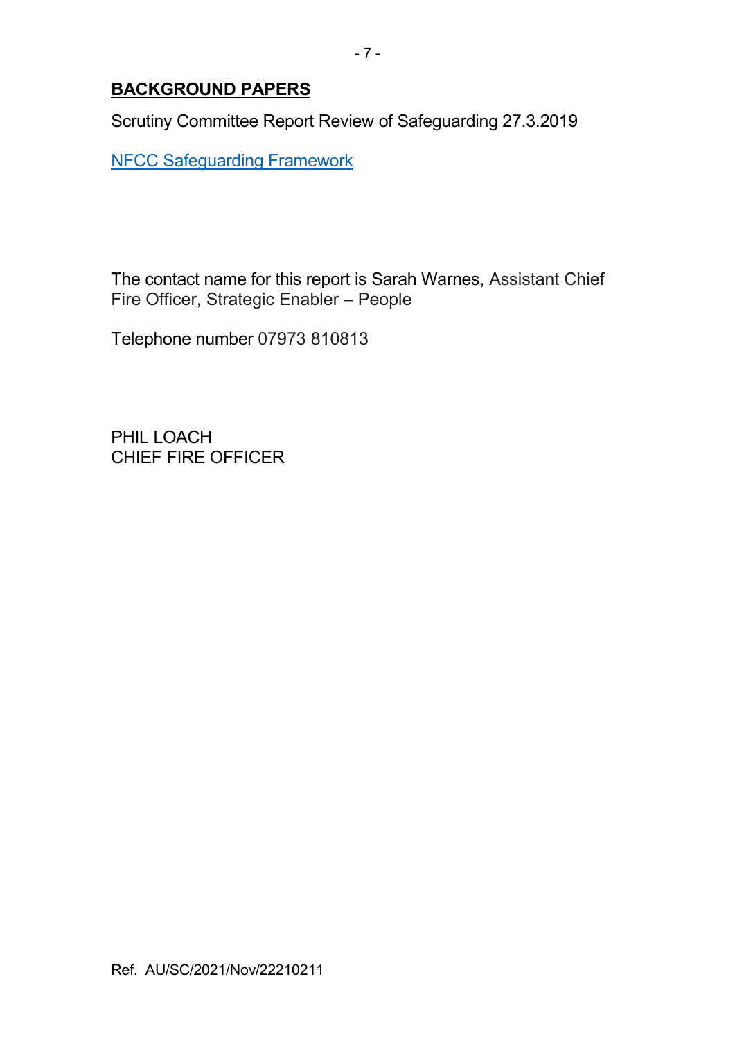## BACKGROUND PAPERS

Scrutiny Committee Report Review of Safeguarding 27.3.2019

NFCC Safeguarding Framework

The contact name for this report is Sarah Warnes, Assistant Chief Fire Officer, Strategic Enabler – People

Telephone number 07973 810813

PHIL LOACH
CHIEF FIRE OFFICER

Ref. AU/SC/2021/Nov/22210211